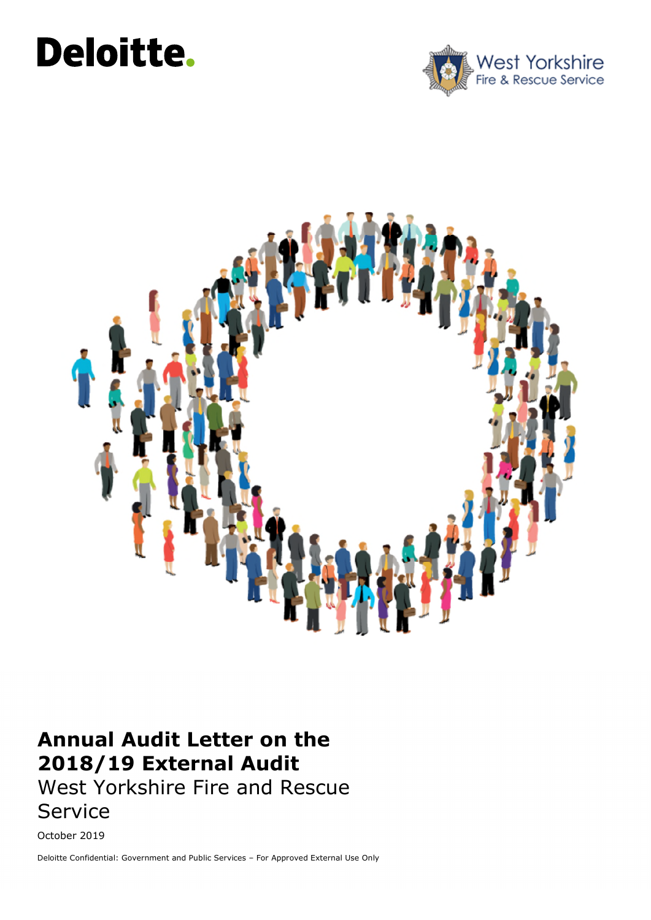Deloitte.

West Yorkshire
Fire & Rescue Service

# Annual Audit Letter on the 2018/19 External Audit

## West Yorkshire Fire and Rescue Service

October 2019

Deloitte Confidential: Government and Public Services – For Approved External Use Only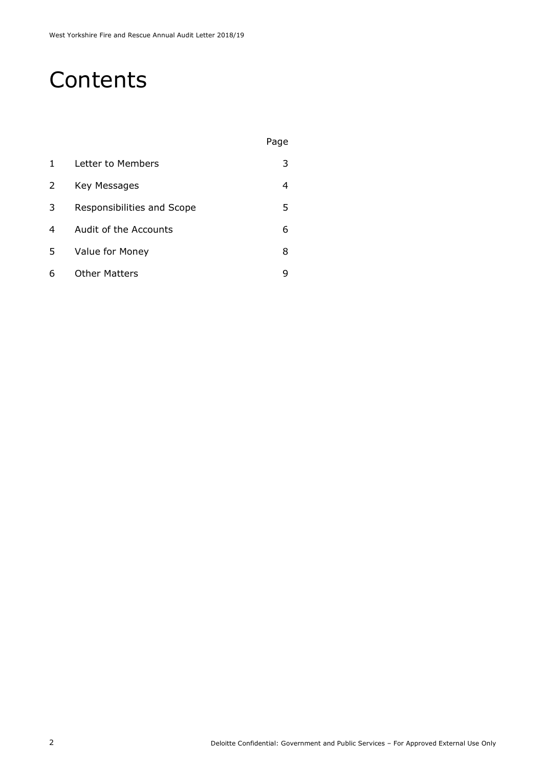# Contents

| | | Page |
|---|---|---|
| 1 | Letter to Members | 3 |
| 2 | Key Messages | 4 |
| 3 | Responsibilities and Scope | 5 |
| 4 | Audit of the Accounts | 6 |
| 5 | Value for Money | 8 |
| 6 | Other Matters | 9 |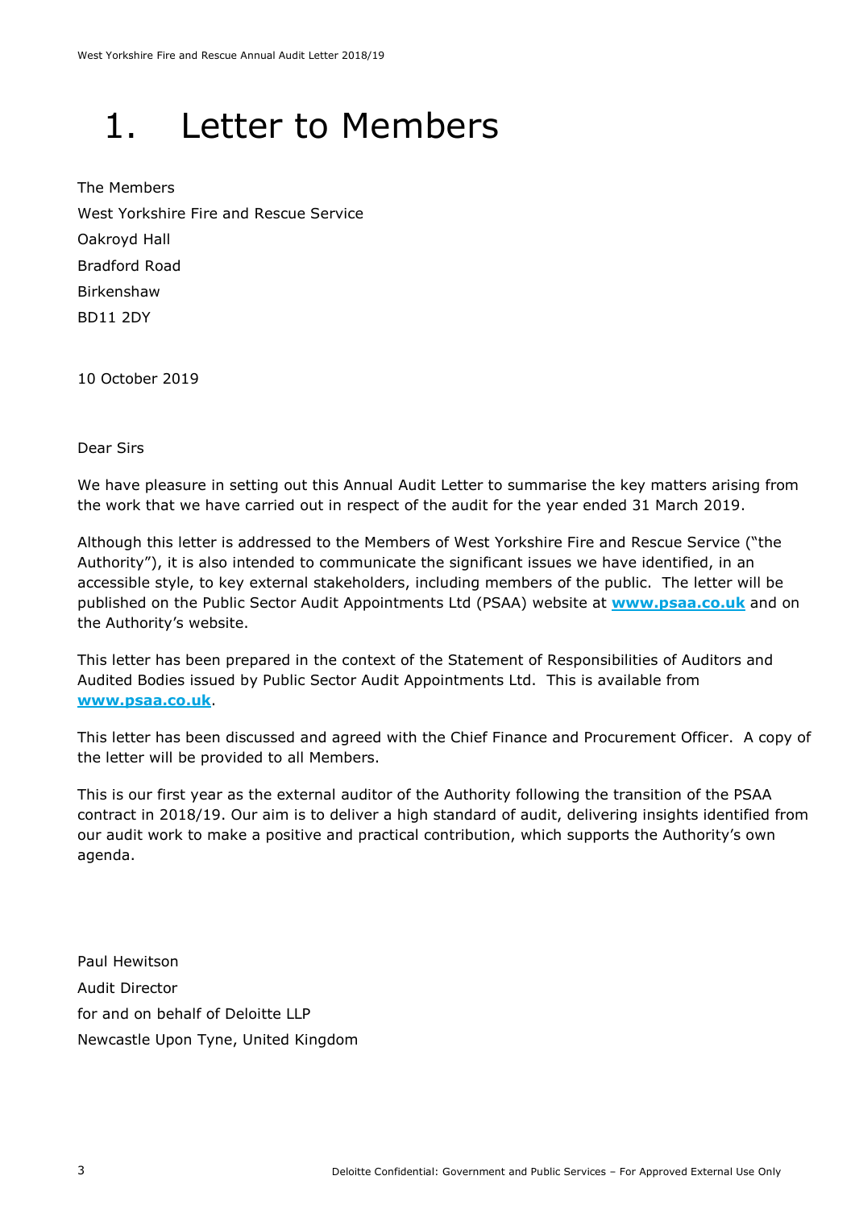# 1. Letter to Members

The Members

West Yorkshire Fire and Rescue Service

Oakroyd Hall

Bradford Road

Birkenshaw

BD11 2DY

10 October 2019

Dear Sirs

We have pleasure in setting out this Annual Audit Letter to summarise the key matters arising from the work that we have carried out in respect of the audit for the year ended 31 March 2019.

Although this letter is addressed to the Members of West Yorkshire Fire and Rescue Service ("the Authority"), it is also intended to communicate the significant issues we have identified, in an accessible style, to key external stakeholders, including members of the public. The letter will be published on the Public Sector Audit Appointments Ltd (PSAA) website at **[www.psaa.co.uk](http://www.psaa.co.uk)** and on the Authority's website.

This letter has been prepared in the context of the Statement of Responsibilities of Auditors and Audited Bodies issued by Public Sector Audit Appointments Ltd. This is available from **[www.psaa.co.uk](http://www.psaa.co.uk)**.

This letter has been discussed and agreed with the Chief Finance and Procurement Officer. A copy of the letter will be provided to all Members.

This is our first year as the external auditor of the Authority following the transition of the PSAA contract in 2018/19. Our aim is to deliver a high standard of audit, delivering insights identified from our audit work to make a positive and practical contribution, which supports the Authority's own agenda.

Paul Hewitson

Audit Director

for and on behalf of Deloitte LLP

Newcastle Upon Tyne, United Kingdom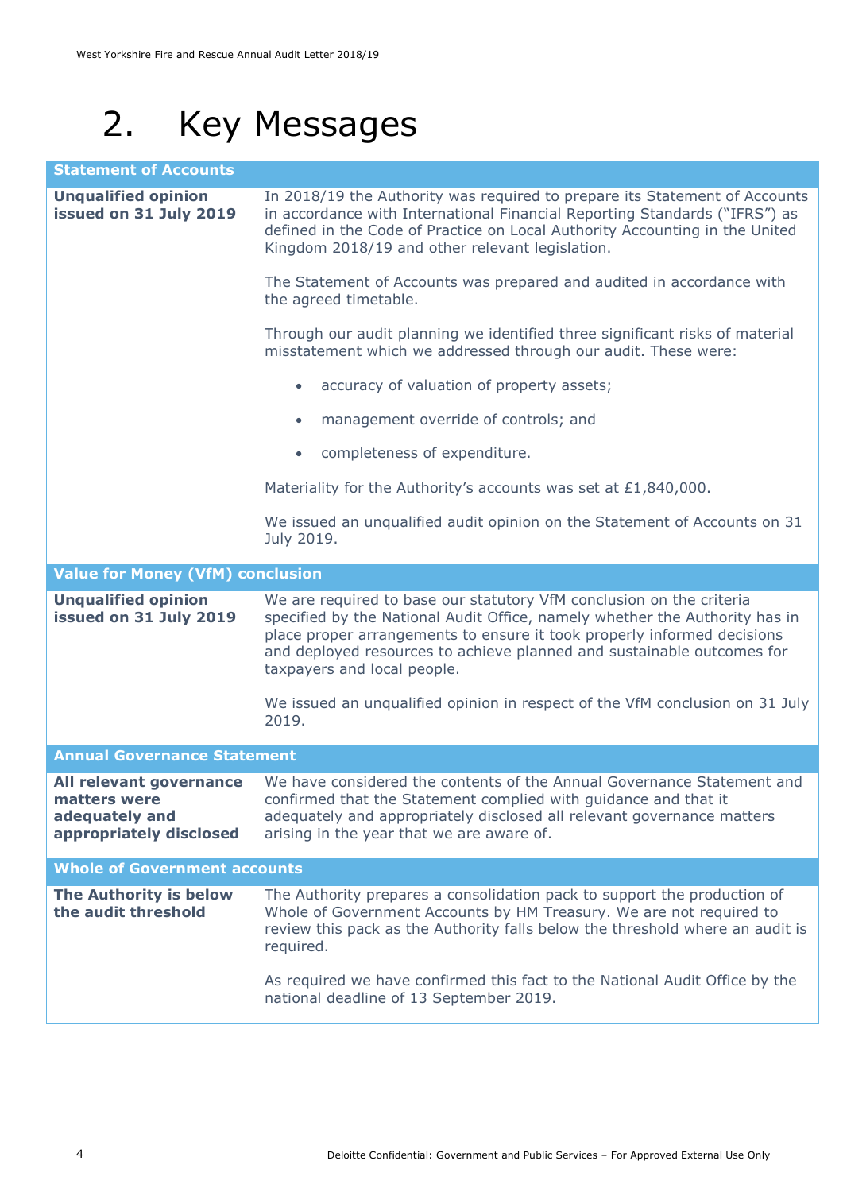# 2. Key Messages

| Statement of Accounts | |
|---|---|
| **Unqualified opinion issued on 31 July 2019** | In 2018/19 the Authority was required to prepare its Statement of Accounts in accordance with International Financial Reporting Standards ("IFRS") as defined in the Code of Practice on Local Authority Accounting in the United Kingdom 2018/19 and other relevant legislation.<br><br>The Statement of Accounts was prepared and audited in accordance with the agreed timetable.<br><br>Through our audit planning we identified three significant risks of material misstatement which we addressed through our audit. These were:<br><br>• accuracy of valuation of property assets;<br>• management override of controls; and<br>• completeness of expenditure.<br><br>Materiality for the Authority's accounts was set at £1,840,000.<br><br>We issued an unqualified audit opinion on the Statement of Accounts on 31 July 2019. |
| **Value for Money (VfM) conclusion** | |
| **Unqualified opinion issued on 31 July 2019** | We are required to base our statutory VfM conclusion on the criteria specified by the National Audit Office, namely whether the Authority has in place proper arrangements to ensure it took properly informed decisions and deployed resources to achieve planned and sustainable outcomes for taxpayers and local people.<br><br>We issued an unqualified opinion in respect of the VfM conclusion on 31 July 2019. |
| **Annual Governance Statement** | |
| **All relevant governance matters were adequately and appropriately disclosed** | We have considered the contents of the Annual Governance Statement and confirmed that the Statement complied with guidance and that it adequately and appropriately disclosed all relevant governance matters arising in the year that we are aware of. |
| **Whole of Government accounts** | |
| **The Authority is below the audit threshold** | The Authority prepares a consolidation pack to support the production of Whole of Government Accounts by HM Treasury. We are not required to review this pack as the Authority falls below the threshold where an audit is required.<br><br>As required we have confirmed this fact to the National Audit Office by the national deadline of 13 September 2019. |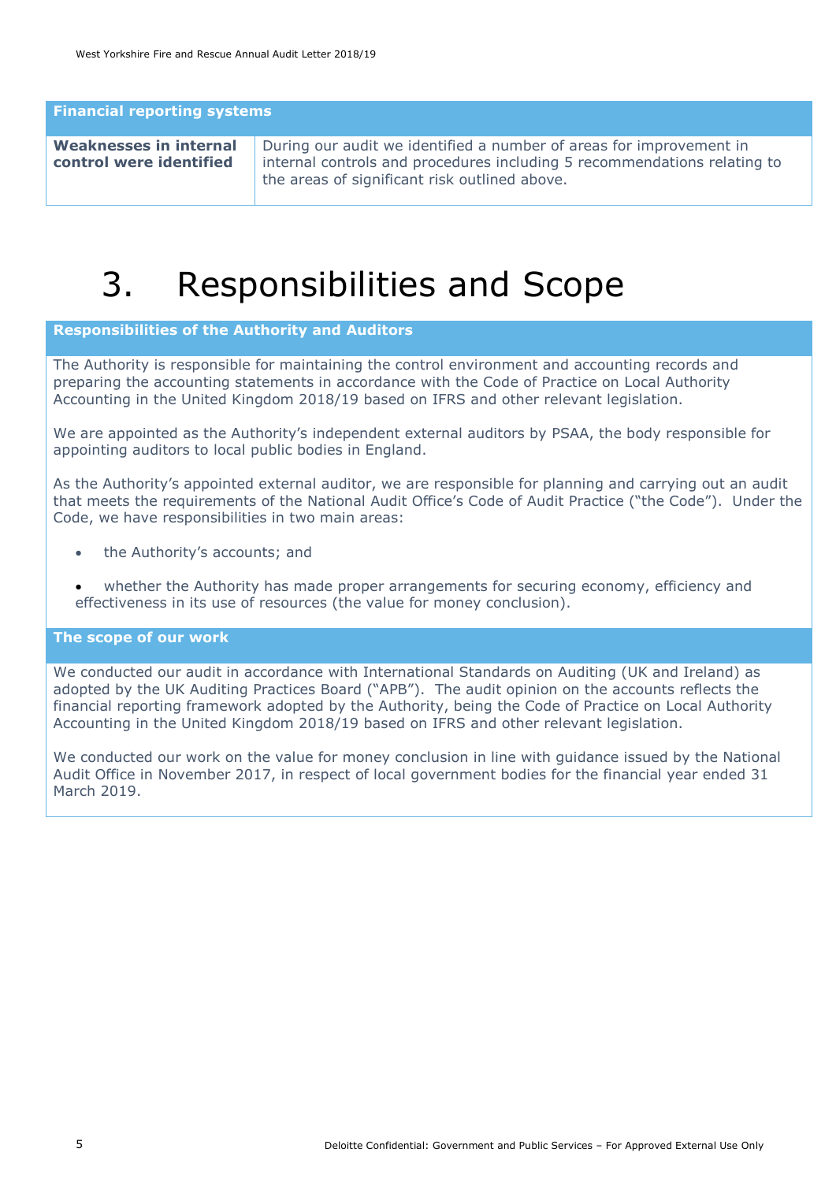| Financial reporting systems | |
|---|---|
| **Weaknesses in internal control were identified** | During our audit we identified a number of areas for improvement in internal controls and procedures including 5 recommendations relating to the areas of significant risk outlined above. |

# 3. Responsibilities and Scope

### Responsibilities of the Authority and Auditors

The Authority is responsible for maintaining the control environment and accounting records and preparing the accounting statements in accordance with the Code of Practice on Local Authority Accounting in the United Kingdom 2018/19 based on IFRS and other relevant legislation.

We are appointed as the Authority's independent external auditors by PSAA, the body responsible for appointing auditors to local public bodies in England.

As the Authority's appointed external auditor, we are responsible for planning and carrying out an audit that meets the requirements of the National Audit Office's Code of Audit Practice ("the Code"). Under the Code, we have responsibilities in two main areas:

- the Authority's accounts; and
- whether the Authority has made proper arrangements for securing economy, efficiency and effectiveness in its use of resources (the value for money conclusion).

### The scope of our work

We conducted our audit in accordance with International Standards on Auditing (UK and Ireland) as adopted by the UK Auditing Practices Board ("APB"). The audit opinion on the accounts reflects the financial reporting framework adopted by the Authority, being the Code of Practice on Local Authority Accounting in the United Kingdom 2018/19 based on IFRS and other relevant legislation.

We conducted our work on the value for money conclusion in line with guidance issued by the National Audit Office in November 2017, in respect of local government bodies for the financial year ended 31 March 2019.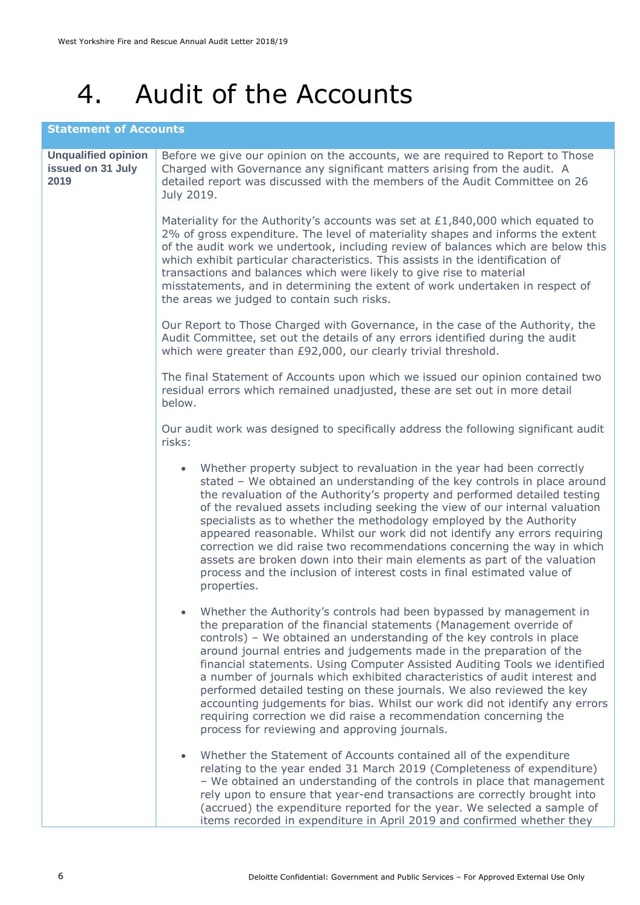# 4. Audit of the Accounts

| Statement of Accounts | |
|---|---|
| **Unqualified opinion issued on 31 July 2019** | Before we give our opinion on the accounts, we are required to Report to Those Charged with Governance any significant matters arising from the audit. A detailed report was discussed with the members of the Audit Committee on 26 July 2019.<br><br>Materiality for the Authority's accounts was set at £1,840,000 which equated to 2% of gross expenditure. The level of materiality shapes and informs the extent of the audit work we undertook, including review of balances which are below this which exhibit particular characteristics. This assists in the identification of transactions and balances which were likely to give rise to material misstatements, and in determining the extent of work undertaken in respect of the areas we judged to contain such risks.<br><br>Our Report to Those Charged with Governance, in the case of the Authority, the Audit Committee, set out the details of any errors identified during the audit which were greater than £92,000, our clearly trivial threshold.<br><br>The final Statement of Accounts upon which we issued our opinion contained two residual errors which remained unadjusted, these are set out in more detail below.<br><br>Our audit work was designed to specifically address the following significant audit risks:<br><br>• Whether property subject to revaluation in the year had been correctly stated – We obtained an understanding of the key controls in place around the revaluation of the Authority's property and performed detailed testing of the revalued assets including seeking the view of our internal valuation specialists as to whether the methodology employed by the Authority appeared reasonable. Whilst our work did not identify any errors requiring correction we did raise two recommendations concerning the way in which assets are broken down into their main elements as part of the valuation process and the inclusion of interest costs in final estimated value of properties.<br><br>• Whether the Authority's controls had been bypassed by management in the preparation of the financial statements (Management override of controls) – We obtained an understanding of the key controls in place around journal entries and judgements made in the preparation of the financial statements. Using Computer Assisted Auditing Tools we identified a number of journals which exhibited characteristics of audit interest and performed detailed testing on these journals. We also reviewed the key accounting judgements for bias. Whilst our work did not identify any errors requiring correction we did raise a recommendation concerning the process for reviewing and approving journals.<br><br>• Whether the Statement of Accounts contained all of the expenditure relating to the year ended 31 March 2019 (Completeness of expenditure) – We obtained an understanding of the controls in place that management rely upon to ensure that year-end transactions are correctly brought into (accrued) the expenditure reported for the year. We selected a sample of items recorded in expenditure in April 2019 and confirmed whether they |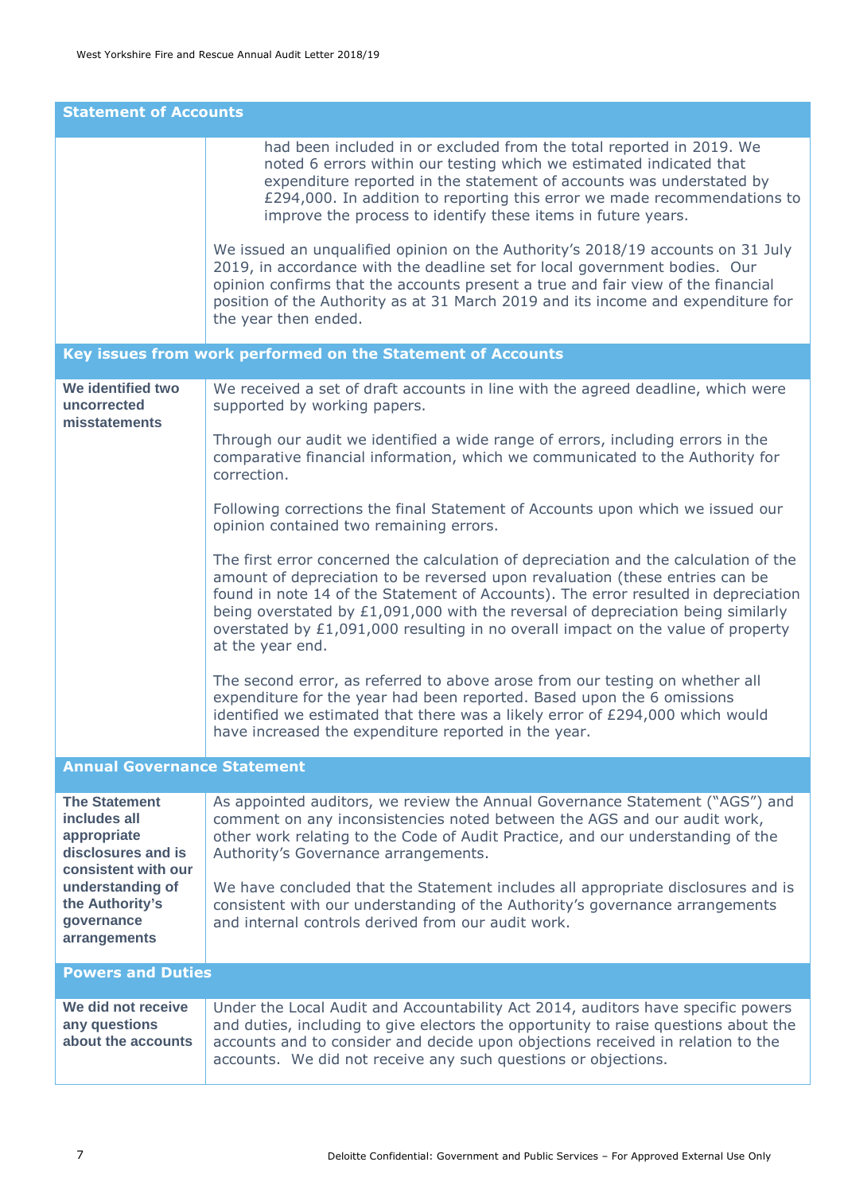| Statement of Accounts | |
|---|---|
| | had been included in or excluded from the total reported in 2019. We noted 6 errors within our testing which we estimated indicated that expenditure reported in the statement of accounts was understated by £294,000. In addition to reporting this error we made recommendations to improve the process to identify these items in future years.<br><br>We issued an unqualified opinion on the Authority's 2018/19 accounts on 31 July 2019, in accordance with the deadline set for local government bodies. Our opinion confirms that the accounts present a true and fair view of the financial position of the Authority as at 31 March 2019 and its income and expenditure for the year then ended. |
| **Key issues from work performed on the Statement of Accounts** | |
| **We identified two uncorrected misstatements** | We received a set of draft accounts in line with the agreed deadline, which were supported by working papers.<br><br>Through our audit we identified a wide range of errors, including errors in the comparative financial information, which we communicated to the Authority for correction.<br><br>Following corrections the final Statement of Accounts upon which we issued our opinion contained two remaining errors.<br><br>The first error concerned the calculation of depreciation and the calculation of the amount of depreciation to be reversed upon revaluation (these entries can be found in note 14 of the Statement of Accounts). The error resulted in depreciation being overstated by £1,091,000 with the reversal of depreciation being similarly overstated by £1,091,000 resulting in no overall impact on the value of property at the year end.<br><br>The second error, as referred to above arose from our testing on whether all expenditure for the year had been reported. Based upon the 6 omissions identified we estimated that there was a likely error of £294,000 which would have increased the expenditure reported in the year. |
| **Annual Governance Statement** | |
| **The Statement includes all appropriate disclosures and is consistent with our understanding of the Authority's governance arrangements** | As appointed auditors, we review the Annual Governance Statement ("AGS") and comment on any inconsistencies noted between the AGS and our audit work, other work relating to the Code of Audit Practice, and our understanding of the Authority's Governance arrangements.<br><br>We have concluded that the Statement includes all appropriate disclosures and is consistent with our understanding of the Authority's governance arrangements and internal controls derived from our audit work. |
| **Powers and Duties** | |
| **We did not receive any questions about the accounts** | Under the Local Audit and Accountability Act 2014, auditors have specific powers and duties, including to give electors the opportunity to raise questions about the accounts and to consider and decide upon objections received in relation to the accounts. We did not receive any such questions or objections. |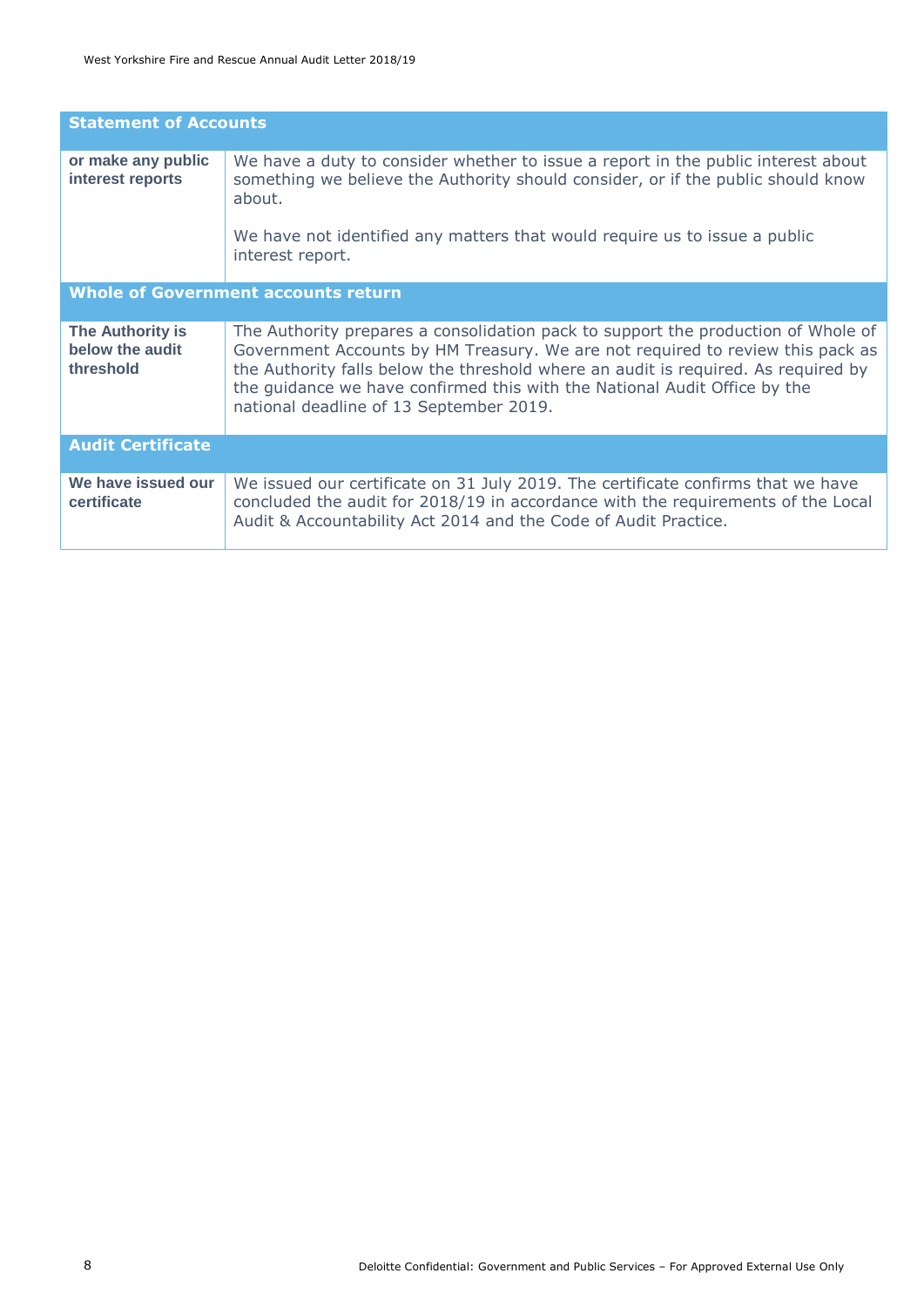| Statement of Accounts | |
|---|---|
| **or make any public interest reports** | We have a duty to consider whether to issue a report in the public interest about something we believe the Authority should consider, or if the public should know about.<br><br>We have not identified any matters that would require us to issue a public interest report. |
| **Whole of Government accounts return** | |
| **The Authority is below the audit threshold** | The Authority prepares a consolidation pack to support the production of Whole of Government Accounts by HM Treasury. We are not required to review this pack as the Authority falls below the threshold where an audit is required. As required by the guidance we have confirmed this with the National Audit Office by the national deadline of 13 September 2019. |
| **Audit Certificate** | |
| **We have issued our certificate** | We issued our certificate on 31 July 2019. The certificate confirms that we have concluded the audit for 2018/19 in accordance with the requirements of the Local Audit & Accountability Act 2014 and the Code of Audit Practice. |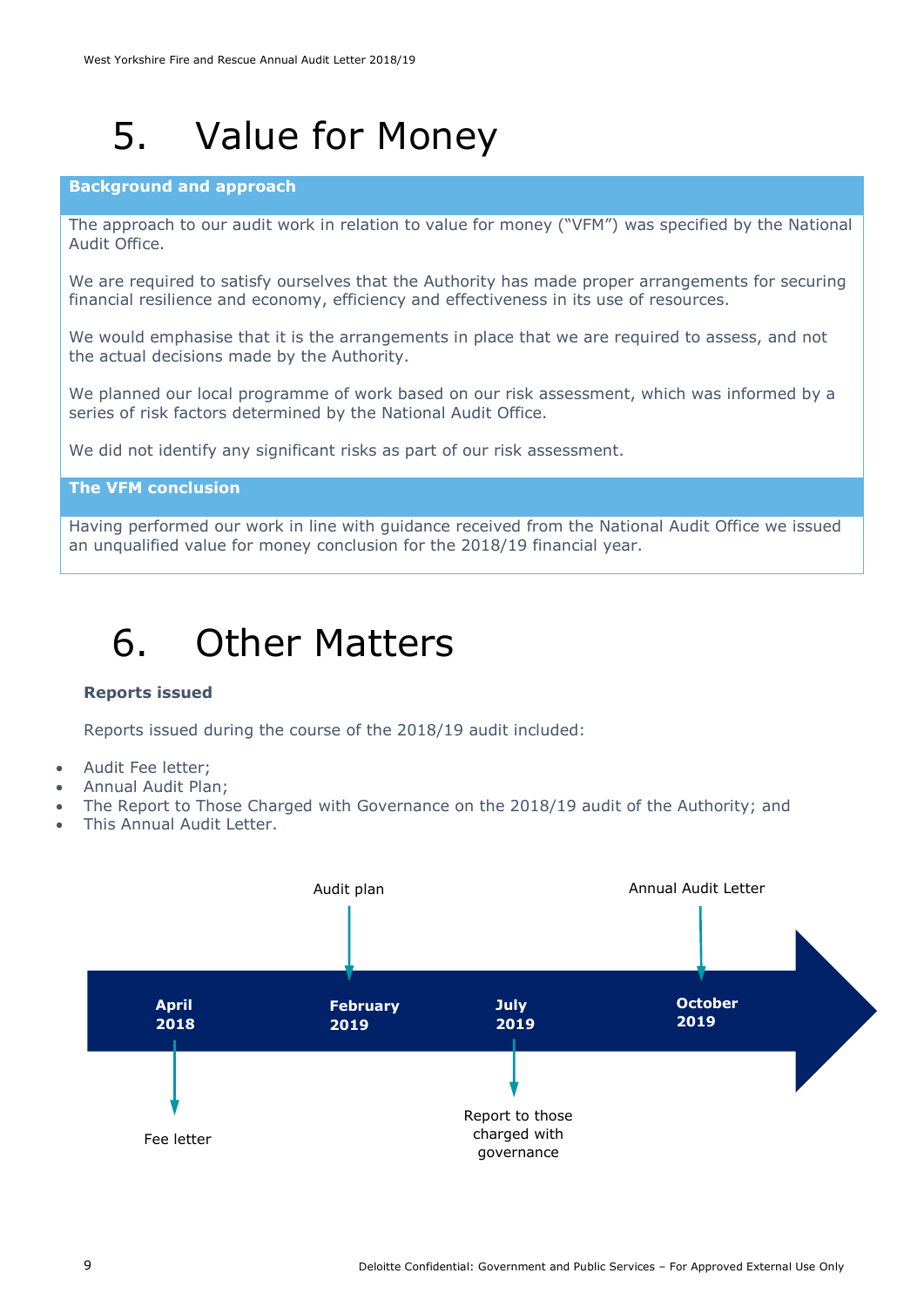# 5. Value for Money

**Background and approach**

The approach to our audit work in relation to value for money ("VFM") was specified by the National Audit Office.

We are required to satisfy ourselves that the Authority has made proper arrangements for securing financial resilience and economy, efficiency and effectiveness in its use of resources.

We would emphasise that it is the arrangements in place that we are required to assess, and not the actual decisions made by the Authority.

We planned our local programme of work based on our risk assessment, which was informed by a series of risk factors determined by the National Audit Office.

We did not identify any significant risks as part of our risk assessment.

**The VFM conclusion**

Having performed our work in line with guidance received from the National Audit Office we issued an unqualified value for money conclusion for the 2018/19 financial year.

# 6. Other Matters

**Reports issued**

Reports issued during the course of the 2018/19 audit included:

- Audit Fee letter;
- Annual Audit Plan;
- The Report to Those Charged with Governance on the 2018/19 audit of the Authority; and
- This Annual Audit Letter.

| Date | Report |
|---|---|
| April 2018 | Fee letter |
| February 2019 | Audit plan |
| July 2019 | Report to those charged with governance |
| October 2019 | Annual Audit Letter |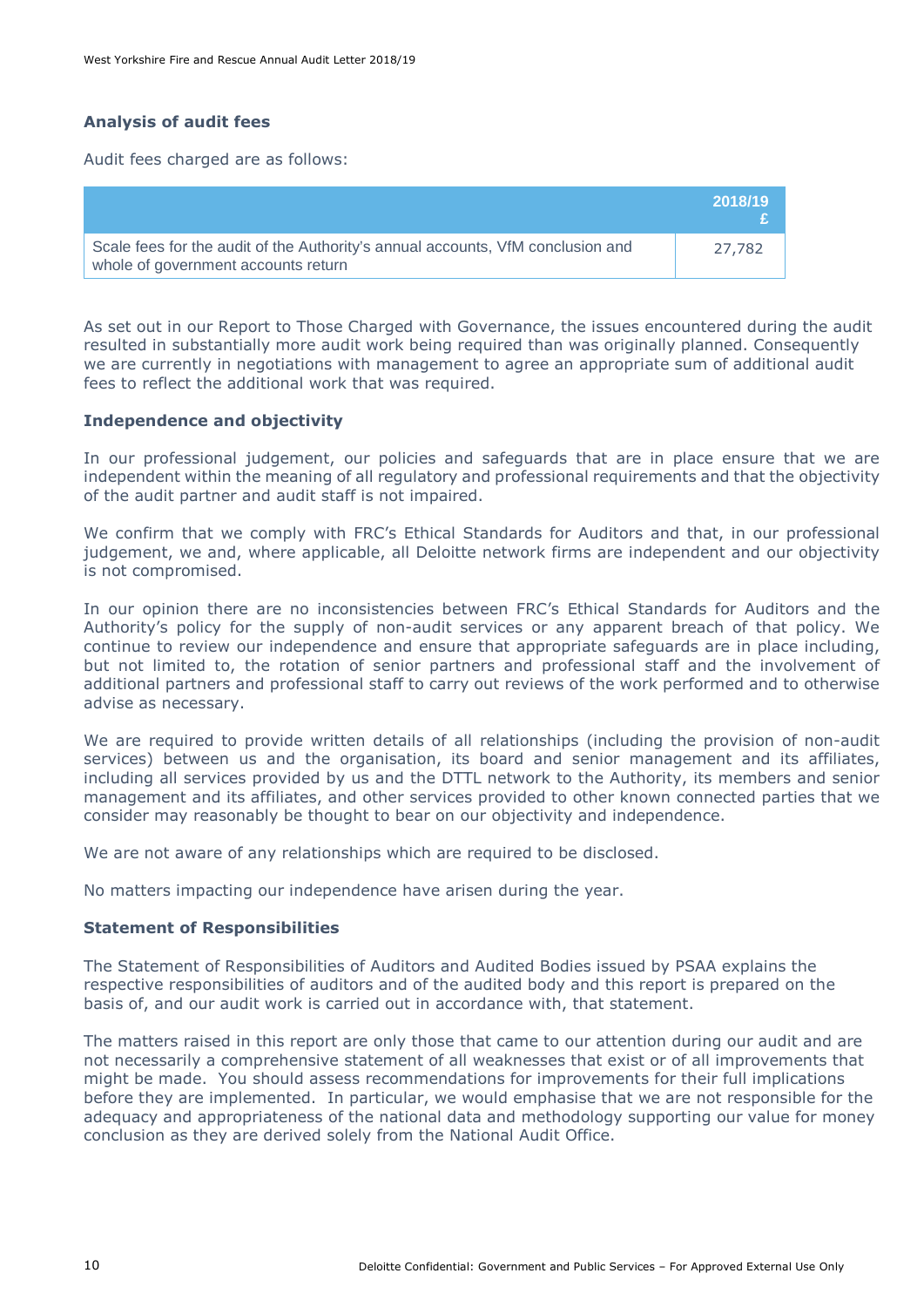### Analysis of audit fees

Audit fees charged are as follows:

| | 2018/19 £ |
|---|---|
| Scale fees for the audit of the Authority's annual accounts, VfM conclusion and whole of government accounts return | 27,782 |

As set out in our Report to Those Charged with Governance, the issues encountered during the audit resulted in substantially more audit work being required than was originally planned. Consequently we are currently in negotiations with management to agree an appropriate sum of additional audit fees to reflect the additional work that was required.

### Independence and objectivity

In our professional judgement, our policies and safeguards that are in place ensure that we are independent within the meaning of all regulatory and professional requirements and that the objectivity of the audit partner and audit staff is not impaired.

We confirm that we comply with FRC's Ethical Standards for Auditors and that, in our professional judgement, we and, where applicable, all Deloitte network firms are independent and our objectivity is not compromised.

In our opinion there are no inconsistencies between FRC's Ethical Standards for Auditors and the Authority's policy for the supply of non-audit services or any apparent breach of that policy. We continue to review our independence and ensure that appropriate safeguards are in place including, but not limited to, the rotation of senior partners and professional staff and the involvement of additional partners and professional staff to carry out reviews of the work performed and to otherwise advise as necessary.

We are required to provide written details of all relationships (including the provision of non-audit services) between us and the organisation, its board and senior management and its affiliates, including all services provided by us and the DTTL network to the Authority, its members and senior management and its affiliates, and other services provided to other known connected parties that we consider may reasonably be thought to bear on our objectivity and independence.

We are not aware of any relationships which are required to be disclosed.

No matters impacting our independence have arisen during the year.

### Statement of Responsibilities

The Statement of Responsibilities of Auditors and Audited Bodies issued by PSAA explains the respective responsibilities of auditors and of the audited body and this report is prepared on the basis of, and our audit work is carried out in accordance with, that statement.

The matters raised in this report are only those that came to our attention during our audit and are not necessarily a comprehensive statement of all weaknesses that exist or of all improvements that might be made. You should assess recommendations for improvements for their full implications before they are implemented. In particular, we would emphasise that we are not responsible for the adequacy and appropriateness of the national data and methodology supporting our value for money conclusion as they are derived solely from the National Audit Office.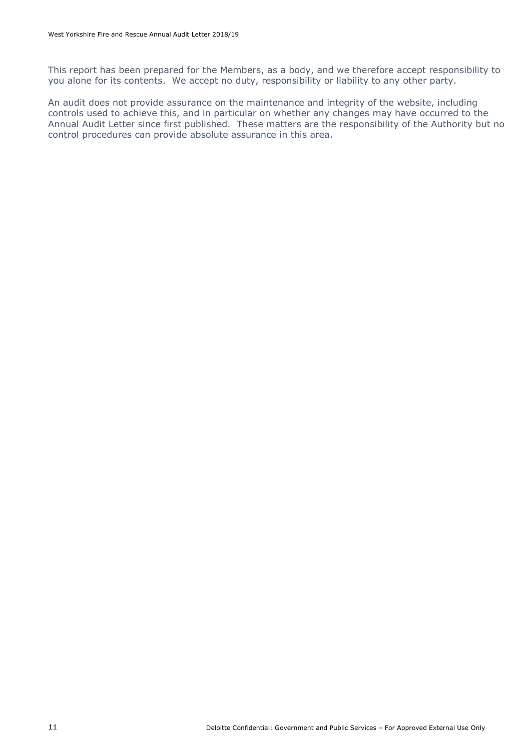This report has been prepared for the Members, as a body, and we therefore accept responsibility to you alone for its contents. We accept no duty, responsibility or liability to any other party.

An audit does not provide assurance on the maintenance and integrity of the website, including controls used to achieve this, and in particular on whether any changes may have occurred to the Annual Audit Letter since first published. These matters are the responsibility of the Authority but no control procedures can provide absolute assurance in this area.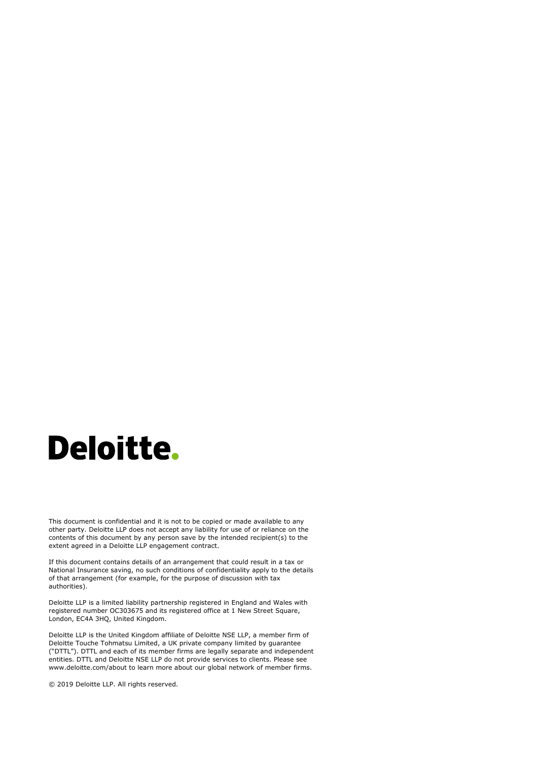# Deloitte.

This document is confidential and it is not to be copied or made available to any other party. Deloitte LLP does not accept any liability for use of or reliance on the contents of this document by any person save by the intended recipient(s) to the extent agreed in a Deloitte LLP engagement contract.

If this document contains details of an arrangement that could result in a tax or National Insurance saving, no such conditions of confidentiality apply to the details of that arrangement (for example, for the purpose of discussion with tax authorities).

Deloitte LLP is a limited liability partnership registered in England and Wales with registered number OC303675 and its registered office at 1 New Street Square, London, EC4A 3HQ, United Kingdom.

Deloitte LLP is the United Kingdom affiliate of Deloitte NSE LLP, a member firm of Deloitte Touche Tohmatsu Limited, a UK private company limited by guarantee ("DTTL"). DTTL and each of its member firms are legally separate and independent entities. DTTL and Deloitte NSE LLP do not provide services to clients. Please see www.deloitte.com/about to learn more about our global network of member firms.

© 2019 Deloitte LLP. All rights reserved.